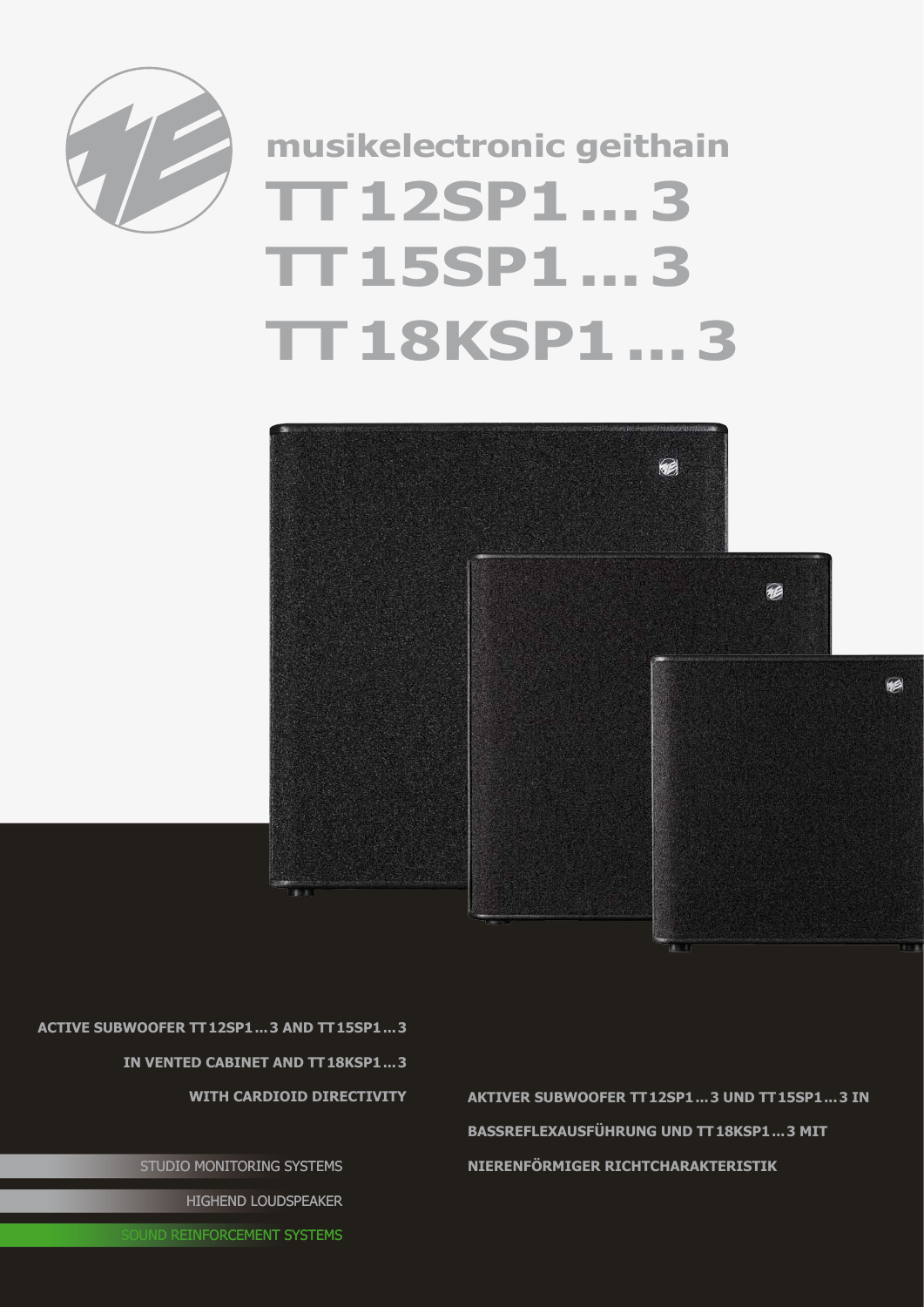musikelectronic geithain

# TT 12SP1 ... 3
# TT 15SP1 ... 3
# TT 18KSP1 ... 3

**ACTIVE SUBWOOFER TT 12SP1 ... 3 AND TT 15SP1 ... 3 IN VENTED CABINET AND TT 18KSP1 ... 3 WITH CARDIOID DIRECTIVITY**

**AKTIVER SUBWOOFER TT 12SP1 ... 3 UND TT 15SP1 ... 3 IN BASSREFLEXAUSFÜHRUNG UND TT 18KSP1 ... 3 MIT NIERENFÖRMIGER RICHTCHARAKTERISTIK**

STUDIO MONITORING SYSTEMS

HIGHEND LOUDSPEAKER

SOUND REINFORCEMENT SYSTEMS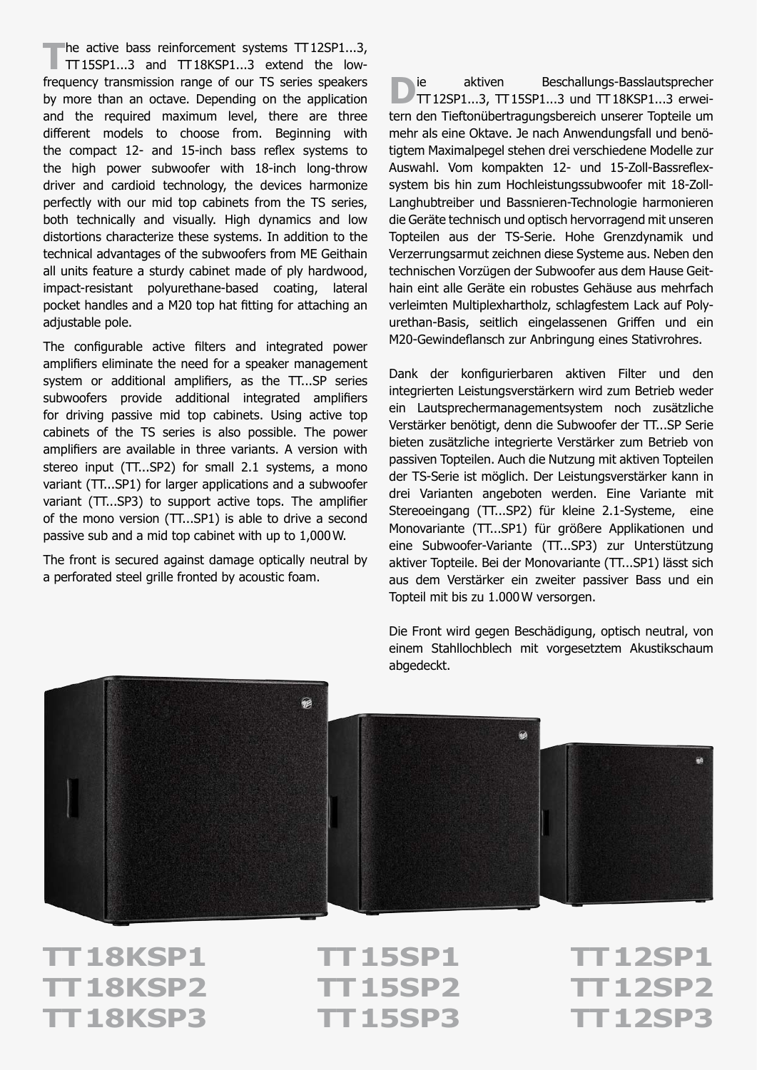The active bass reinforcement systems TT 12SP1...3, TT 15SP1...3 and TT 18KSP1...3 extend the low-frequency transmission range of our TS series speakers by more than an octave. Depending on the application and the required maximum level, there are three different models to choose from. Beginning with the compact 12- and 15-inch bass reflex systems to the high power subwoofer with 18-inch long-throw driver and cardioid technology, the devices harmonize perfectly with our mid top cabinets from the TS series, both technically and visually. High dynamics and low distortions characterize these systems. In addition to the technical advantages of the subwoofers from ME Geithain all units feature a sturdy cabinet made of ply hardwood, impact-resistant polyurethane-based coating, lateral pocket handles and a M20 top hat fitting for attaching an adjustable pole.

The configurable active filters and integrated power amplifiers eliminate the need for a speaker management system or additional amplifiers, as the TT...SP series subwoofers provide additional integrated amplifiers for driving passive mid top cabinets. Using active top cabinets of the TS series is also possible. The power amplifiers are available in three variants. A version with stereo input (TT...SP2) for small 2.1 systems, a mono variant (TT...SP1) for larger applications and a subwoofer variant (TT...SP3) to support active tops. The amplifier of the mono version (TT...SP1) is able to drive a second passive sub and a mid top cabinet with up to 1,000 W.

The front is secured against damage optically neutral by a perforated steel grille fronted by acoustic foam.

Die aktiven Beschallungs-Basslautsprecher TT 12SP1...3, TT 15SP1...3 und TT 18KSP1...3 erweitern den Tieftonübertragungsbereich unserer Topteile um mehr als eine Oktave. Je nach Anwendungsfall und benötigtem Maximalpegel stehen drei verschiedene Modelle zur Auswahl. Vom kompakten 12- und 15-Zoll-Bassreflexsystem bis hin zum Hochleistungssubwoofer mit 18-Zoll-Langhubtreiber und Bassnieren-Technologie harmonieren die Geräte technisch und optisch hervorragend mit unseren Topteilen aus der TS-Serie. Hohe Grenzdynamik und Verzerrungsarmut zeichnen diese Systeme aus. Neben den technischen Vorzügen der Subwoofer aus dem Hause Geithain eint alle Geräte ein robustes Gehäuse aus mehrfach verleimten Multiplexhartholz, schlagfestem Lack auf Polyurethan-Basis, seitlich eingelassenen Griffen und ein M20-Gewindeflansch zur Anbringung eines Stativrohres.

Dank der konfigurierbaren aktiven Filter und den integrierten Leistungsverstärkern wird zum Betrieb weder ein Lautsprechermanagementsystem noch zusätzliche Verstärker benötigt, denn die Subwoofer der TT...SP Serie bieten zusätzliche integrierte Verstärker zum Betrieb von passiven Topteilen. Auch die Nutzung mit aktiven Topteilen der TS-Serie ist möglich. Der Leistungsverstärker kann in drei Varianten angeboten werden. Eine Variante mit Stereoeingang (TT...SP2) für kleine 2.1-Systeme, eine Monovariante (TT...SP1) für größere Applikationen und eine Subwoofer-Variante (TT...SP3) zur Unterstützung aktiver Topteile. Bei der Monovariante (TT...SP1) lässt sich aus dem Verstärker ein zweiter passiver Bass und ein Topteil mit bis zu 1.000 W versorgen.

Die Front wird gegen Beschädigung, optisch neutral, von einem Stahllochblech mit vorgesetztem Akustikschaum abgedeckt.

**TT 18KSP1**
**TT 18KSP2**
**TT 18KSP3**

**TT 15SP1**
**TT 15SP2**
**TT 15SP3**

**TT 12SP1**
**TT 12SP2**
**TT 12SP3**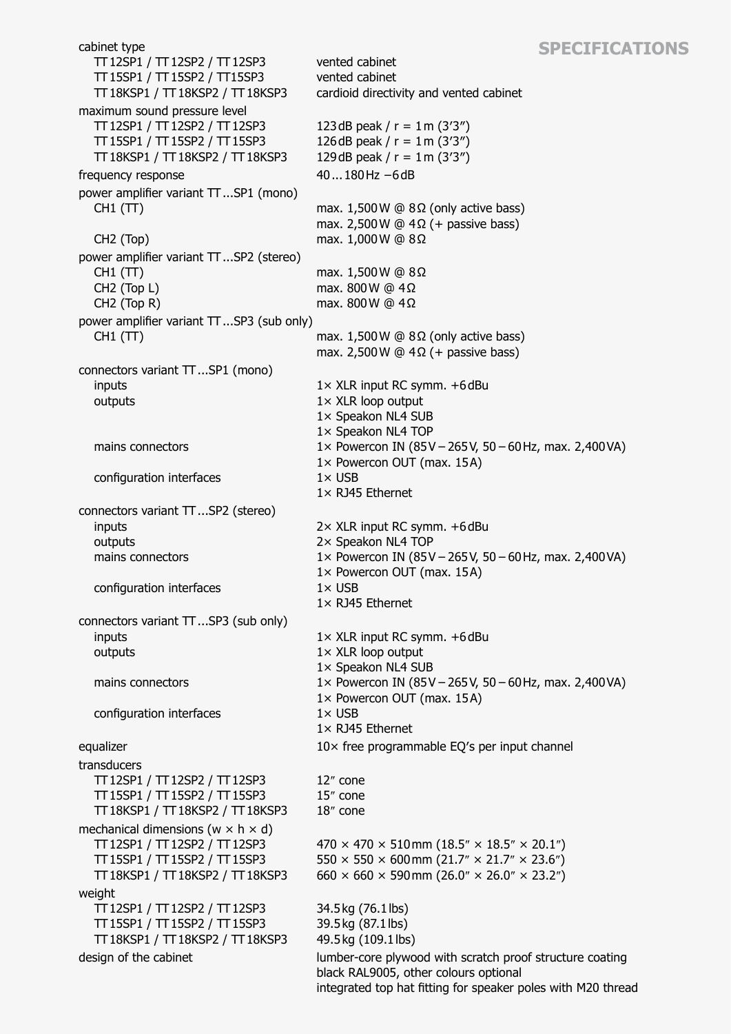# SPECIFICATIONS

| | |
|---|---|
| **cabinet type** | |
| TT12SP1 / TT12SP2 / TT12SP3 | vented cabinet |
| TT15SP1 / TT15SP2 / TT15SP3 | vented cabinet |
| TT18KSP1 / TT18KSP2 / TT18KSP3 | cardioid directivity and vented cabinet |
| **maximum sound pressure level** | |
| TT12SP1 / TT12SP2 / TT12SP3 | 123 dB peak / r = 1 m (3'3") |
| TT15SP1 / TT15SP2 / TT15SP3 | 126 dB peak / r = 1 m (3'3") |
| TT18KSP1 / TT18KSP2 / TT18KSP3 | 129 dB peak / r = 1 m (3'3") |
| **frequency response** | 40 ... 180 Hz −6 dB |
| **power amplifier variant TT ...SP1 (mono)** | |
| CH1 (TT) | max. 1,500 W @ 8 Ω (only active bass) |
| | max. 2,500 W @ 4 Ω (+ passive bass) |
| CH2 (Top) | max. 1,000 W @ 8 Ω |
| **power amplifier variant TT ...SP2 (stereo)** | |
| CH1 (TT) | max. 1,500 W @ 8 Ω |
| CH2 (Top L) | max. 800 W @ 4 Ω |
| CH2 (Top R) | max. 800 W @ 4 Ω |
| **power amplifier variant TT ...SP3 (sub only)** | |
| CH1 (TT) | max. 1,500 W @ 8 Ω (only active bass) |
| | max. 2,500 W @ 4 Ω (+ passive bass) |
| **connectors variant TT ...SP1 (mono)** | |
| inputs | 1× XLR input RC symm. +6 dBu |
| outputs | 1× XLR loop output |
| | 1× Speakon NL4 SUB |
| | 1× Speakon NL4 TOP |
| mains connectors | 1× Powercon IN (85 V – 265 V, 50 – 60 Hz, max. 2,400 VA) |
| | 1× Powercon OUT (max. 15 A) |
| configuration interfaces | 1× USB |
| | 1× RJ45 Ethernet |
| **connectors variant TT ...SP2 (stereo)** | |
| inputs | 2× XLR input RC symm. +6 dBu |
| outputs | 2× Speakon NL4 TOP |
| mains connectors | 1× Powercon IN (85 V – 265 V, 50 – 60 Hz, max. 2,400 VA) |
| | 1× Powercon OUT (max. 15 A) |
| configuration interfaces | 1× USB |
| | 1× RJ45 Ethernet |
| **connectors variant TT ...SP3 (sub only)** | |
| inputs | 1× XLR input RC symm. +6 dBu |
| outputs | 1× XLR loop output |
| | 1× Speakon NL4 SUB |
| mains connectors | 1× Powercon IN (85 V – 265 V, 50 – 60 Hz, max. 2,400 VA) |
| | 1× Powercon OUT (max. 15 A) |
| configuration interfaces | 1× USB |
| | 1× RJ45 Ethernet |
| **equalizer** | 10× free programmable EQ's per input channel |
| **transducers** | |
| TT12SP1 / TT12SP2 / TT12SP3 | 12" cone |
| TT15SP1 / TT15SP2 / TT15SP3 | 15" cone |
| TT18KSP1 / TT18KSP2 / TT18KSP3 | 18" cone |
| **mechanical dimensions (w × h × d)** | |
| TT12SP1 / TT12SP2 / TT12SP3 | 470 × 470 × 510 mm (18.5" × 18.5" × 20.1") |
| TT15SP1 / TT15SP2 / TT15SP3 | 550 × 550 × 600 mm (21.7" × 21.7" × 23.6") |
| TT18KSP1 / TT18KSP2 / TT18KSP3 | 660 × 660 × 590 mm (26.0" × 26.0" × 23.2") |
| **weight** | |
| TT12SP1 / TT12SP2 / TT12SP3 | 34.5 kg (76.1 lbs) |
| TT15SP1 / TT15SP2 / TT15SP3 | 39.5 kg (87.1 lbs) |
| TT18KSP1 / TT18KSP2 / TT18KSP3 | 49.5 kg (109.1 lbs) |
| **design of the cabinet** | lumber-core plywood with scratch proof structure coating |
| | black RAL9005, other colours optional |
| | integrated top hat fitting for speaker poles with M20 thread |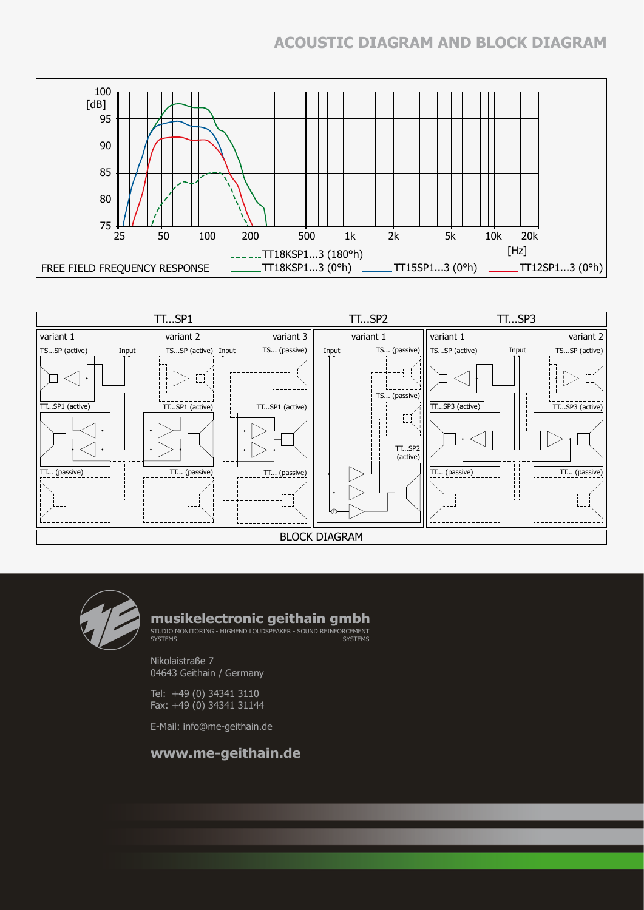# ACOUSTIC DIAGRAM AND BLOCK DIAGRAM

100
[dB]
95
90
85
80
75

25 50 100 200 500 1k 2k 5k 10k 20k
[Hz]

FREE FIELD FREQUENCY RESPONSE

TT18KSP1...3 (180°h)
TT18KSP1...3 (0°h)
TT15SP1...3 (0°h)
TT12SP1...3 (0°h)

TT...SP1 | TT...SP2 | TT...SP3

variant 1 | variant 2 | variant 3 | variant 1 | variant 1 | variant 2

TS...SP (active) Input TS...SP (active) Input TS... (passive) Input TS... (passive) TS...SP (active) Input TS...SP (active)

TT...SP1 (active) TT...SP1 (active) TT...SP1 (active) TS... (passive) TT...SP2 (active) TT...SP3 (active) TT...SP3 (active)

TT... (passive) TT... (passive) TT... (passive) TT... (passive) TT... (passive)

BLOCK DIAGRAM

**musikelectronic geithain gmbh**
STUDIO MONITORING - HIGHEND LOUDSPEAKER - SOUND REINFORCEMENT SYSTEMS

Nikolaistraße 7
04643 Geithain / Germany

Tel: +49 (0) 34341 3110
Fax: +49 (0) 34341 31144

E-Mail: info@me-geithain.de

**www.me-geithain.de**